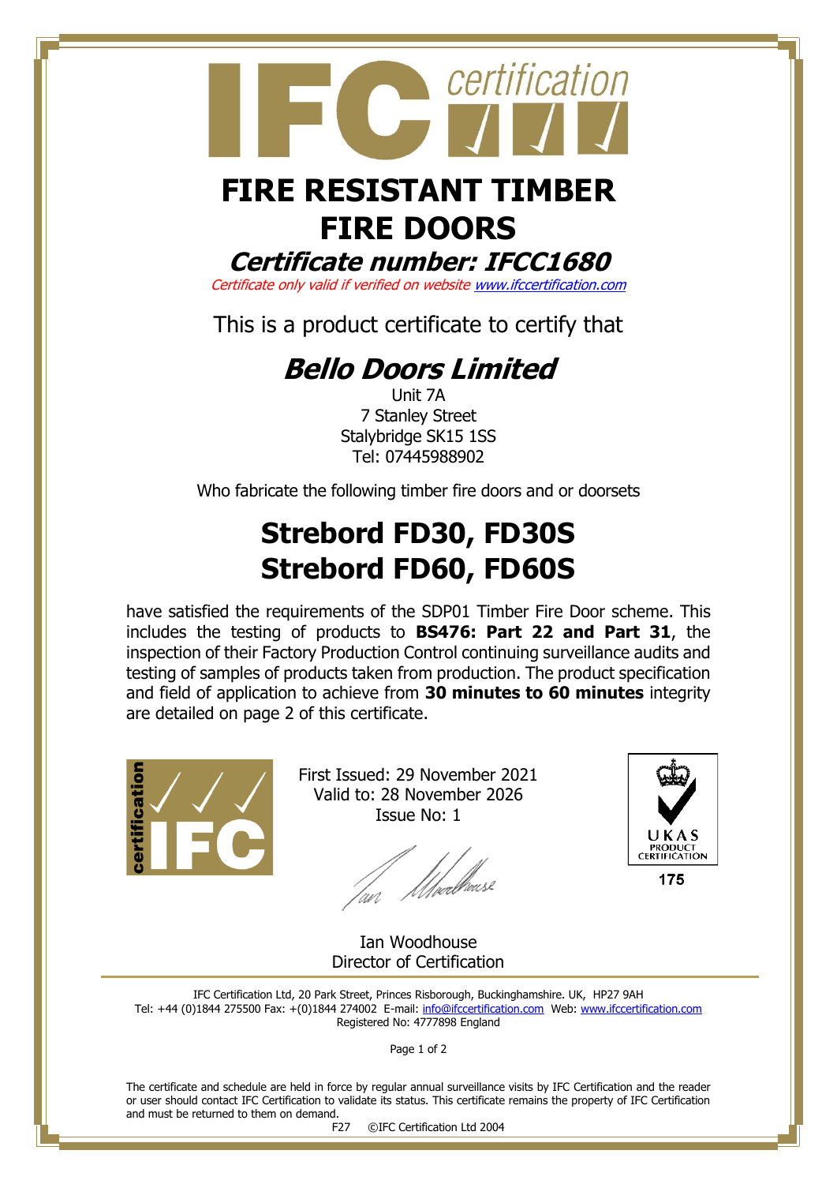# FIRE RESISTANT TIMBER FIRE DOORS

## *Certificate number: IFCC1680*

*Certificate only valid if verified on website www.ifccertification.com*

This is a product certificate to certify that

## *Bello Doors Limited*

Unit 7A
7 Stanley Street
Stalybridge SK15 1SS
Tel: 07445988902

Who fabricate the following timber fire doors and or doorsets

# Strebord FD30, FD30S
# Strebord FD60, FD60S

have satisfied the requirements of the SDP01 Timber Fire Door scheme. This includes the testing of products to **BS476: Part 22 and Part 31**, the inspection of their Factory Production Control continuing surveillance audits and testing of samples of products taken from production. The product specification and field of application to achieve from **30 minutes to 60 minutes** integrity are detailed on page 2 of this certificate.

First Issued: 29 November 2021
Valid to: 28 November 2026
Issue No: 1

UKAS PRODUCT CERTIFICATION
175

Ian Woodhouse
Director of Certification

IFC Certification Ltd, 20 Park Street, Princes Risborough, Buckinghamshire. UK, HP27 9AH
Tel: +44 (0)1844 275500 Fax: +(0)1844 274002 E-mail: info@ifccertification.com Web: www.ifccertification.com
Registered No: 4777898 England

The certificate and schedule are held in force by regular annual surveillance visits by IFC Certification and the reader or user should contact IFC Certification to validate its status. This certificate remains the property of IFC Certification and must be returned to them on demand.

F27 ©IFC Certification Ltd 2004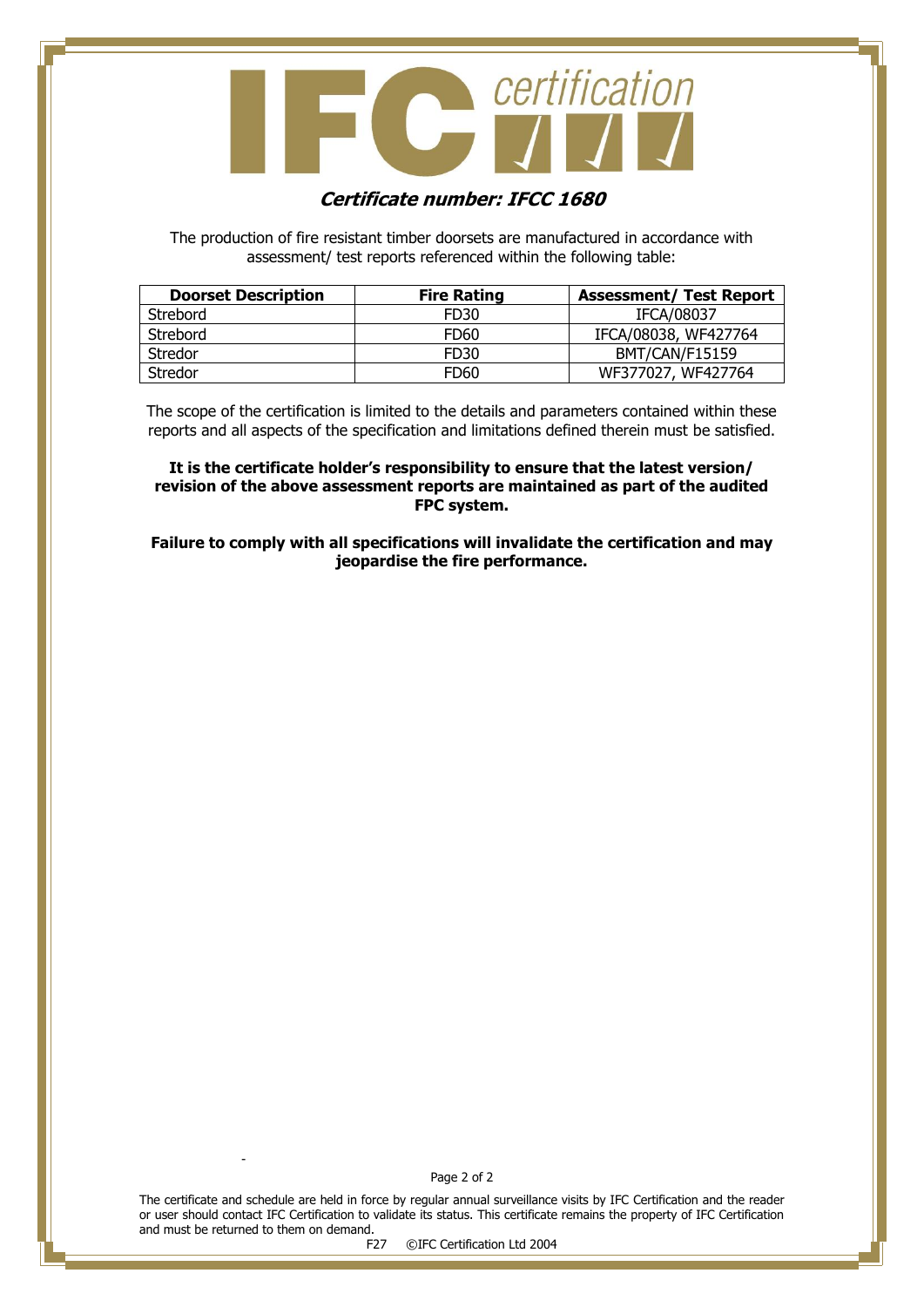# IFC certification

***Certificate number: IFCC 1680***

The production of fire resistant timber doorsets are manufactured in accordance with assessment/ test reports referenced within the following table:

| Doorset Description | Fire Rating | Assessment/ Test Report |
|---|---|---|
| Strebord | FD30 | IFCA/08037 |
| Strebord | FD60 | IFCA/08038, WF427764 |
| Stredor | FD30 | BMT/CAN/F15159 |
| Stredor | FD60 | WF377027, WF427764 |

The scope of the certification is limited to the details and parameters contained within these reports and all aspects of the specification and limitations defined therein must be satisfied.

**It is the certificate holder's responsibility to ensure that the latest version/ revision of the above assessment reports are maintained as part of the audited FPC system.**

**Failure to comply with all specifications will invalidate the certification and may jeopardise the fire performance.**

The certificate and schedule are held in force by regular annual surveillance visits by IFC Certification and the reader or user should contact IFC Certification to validate its status. This certificate remains the property of IFC Certification and must be returned to them on demand.

F27 ©IFC Certification Ltd 2004